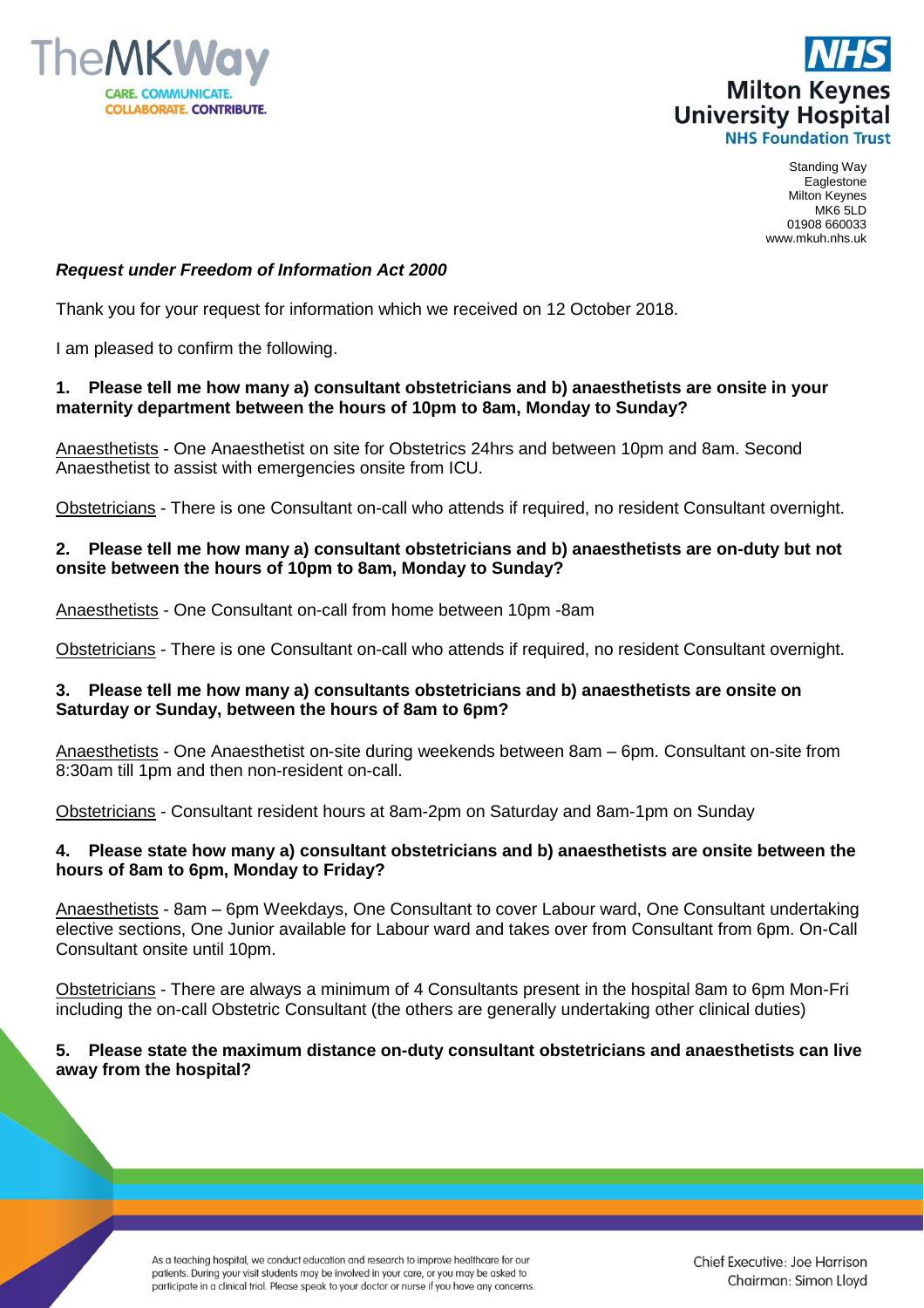TheMKWay

CARE. COMMUNICATE. COLLABORATE. CONTRIBUTE.

NHS
Milton Keynes University Hospital
NHS Foundation Trust

Standing Way
Eaglestone
Milton Keynes
MK6 5LD
01908 660033
www.mkuh.nhs.uk

***Request under Freedom of Information Act 2000***

Thank you for your request for information which we received on 12 October 2018.

I am pleased to confirm the following.

**1. Please tell me how many a) consultant obstetricians and b) anaesthetists are onsite in your maternity department between the hours of 10pm to 8am, Monday to Sunday?**

Anaesthetists - One Anaesthetist on site for Obstetrics 24hrs and between 10pm and 8am. Second Anaesthetist to assist with emergencies onsite from ICU.

Obstetricians - There is one Consultant on-call who attends if required, no resident Consultant overnight.

**2. Please tell me how many a) consultant obstetricians and b) anaesthetists are on-duty but not onsite between the hours of 10pm to 8am, Monday to Sunday?**

Anaesthetists - One Consultant on-call from home between 10pm -8am

Obstetricians - There is one Consultant on-call who attends if required, no resident Consultant overnight.

**3. Please tell me how many a) consultants obstetricians and b) anaesthetists are onsite on Saturday or Sunday, between the hours of 8am to 6pm?**

Anaesthetists - One Anaesthetist on-site during weekends between 8am – 6pm. Consultant on-site from 8:30am till 1pm and then non-resident on-call.

Obstetricians - Consultant resident hours at 8am-2pm on Saturday and 8am-1pm on Sunday

**4. Please state how many a) consultant obstetricians and b) anaesthetists are onsite between the hours of 8am to 6pm, Monday to Friday?**

Anaesthetists - 8am – 6pm Weekdays, One Consultant to cover Labour ward, One Consultant undertaking elective sections, One Junior available for Labour ward and takes over from Consultant from 6pm. On-Call Consultant onsite until 10pm.

Obstetricians - There are always a minimum of 4 Consultants present in the hospital 8am to 6pm Mon-Fri including the on-call Obstetric Consultant (the others are generally undertaking other clinical duties)

**5. Please state the maximum distance on-duty consultant obstetricians and anaesthetists can live away from the hospital?**

As a teaching hospital, we conduct education and research to improve healthcare for our patients. During your visit students may be involved in your care, or you may be asked to participate in a clinical trial. Please speak to your doctor or nurse if you have any concerns.

Chief Executive: Joe Harrison
Chairman: Simon Lloyd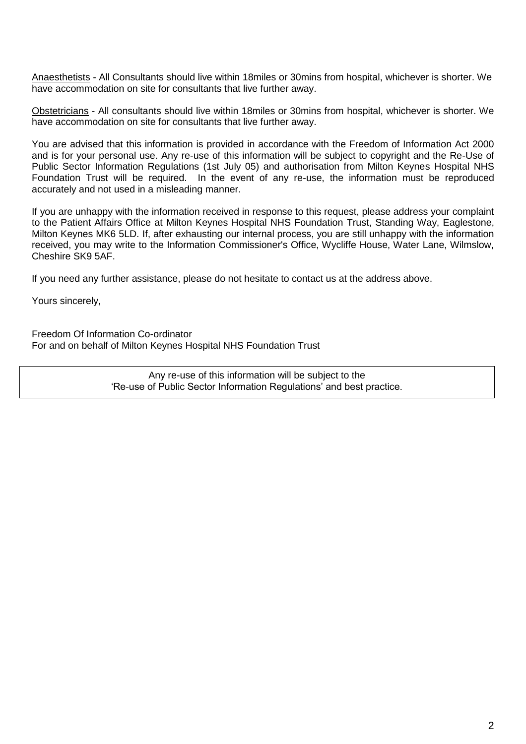<u>Anaesthetists</u> - All Consultants should live within 18miles or 30mins from hospital, whichever is shorter. We have accommodation on site for consultants that live further away.

<u>Obstetricians</u> - All consultants should live within 18miles or 30mins from hospital, whichever is shorter. We have accommodation on site for consultants that live further away.

You are advised that this information is provided in accordance with the Freedom of Information Act 2000 and is for your personal use. Any re-use of this information will be subject to copyright and the Re-Use of Public Sector Information Regulations (1st July 05) and authorisation from Milton Keynes Hospital NHS Foundation Trust will be required. In the event of any re-use, the information must be reproduced accurately and not used in a misleading manner.

If you are unhappy with the information received in response to this request, please address your complaint to the Patient Affairs Office at Milton Keynes Hospital NHS Foundation Trust, Standing Way, Eaglestone, Milton Keynes MK6 5LD. If, after exhausting our internal process, you are still unhappy with the information received, you may write to the Information Commissioner's Office, Wycliffe House, Water Lane, Wilmslow, Cheshire SK9 5AF.

If you need any further assistance, please do not hesitate to contact us at the address above.

Yours sincerely,

Freedom Of Information Co-ordinator
For and on behalf of Milton Keynes Hospital NHS Foundation Trust

Any re-use of this information will be subject to the
'Re-use of Public Sector Information Regulations' and best practice.